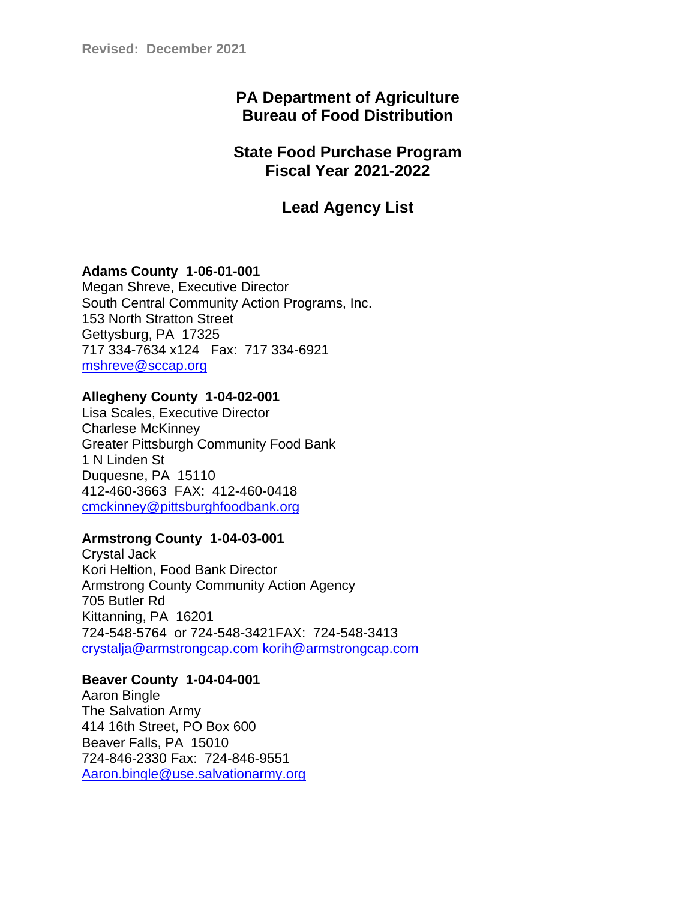Revised: December 2021

# PA Department of Agriculture
# Bureau of Food Distribution

## State Food Purchase Program
## Fiscal Year 2021-2022

## Lead Agency List

**Adams County 1-06-01-001**
Megan Shreve, Executive Director
South Central Community Action Programs, Inc.
153 North Stratton Street
Gettysburg, PA 17325
717 334-7634 x124 Fax: 717 334-6921
mshreve@sccap.org

**Allegheny County 1-04-02-001**
Lisa Scales, Executive Director
Charlese McKinney
Greater Pittsburgh Community Food Bank
1 N Linden St
Duquesne, PA 15110
412-460-3663 FAX: 412-460-0418
cmckinney@pittsburghfoodbank.org

**Armstrong County 1-04-03-001**
Crystal Jack
Kori Heltion, Food Bank Director
Armstrong County Community Action Agency
705 Butler Rd
Kittanning, PA 16201
724-548-5764 or 724-548-3421FAX: 724-548-3413
crystalja@armstrongcap.com korih@armstrongcap.com

**Beaver County 1-04-04-001**
Aaron Bingle
The Salvation Army
414 16th Street, PO Box 600
Beaver Falls, PA 15010
724-846-2330 Fax: 724-846-9551
Aaron.bingle@use.salvationarmy.org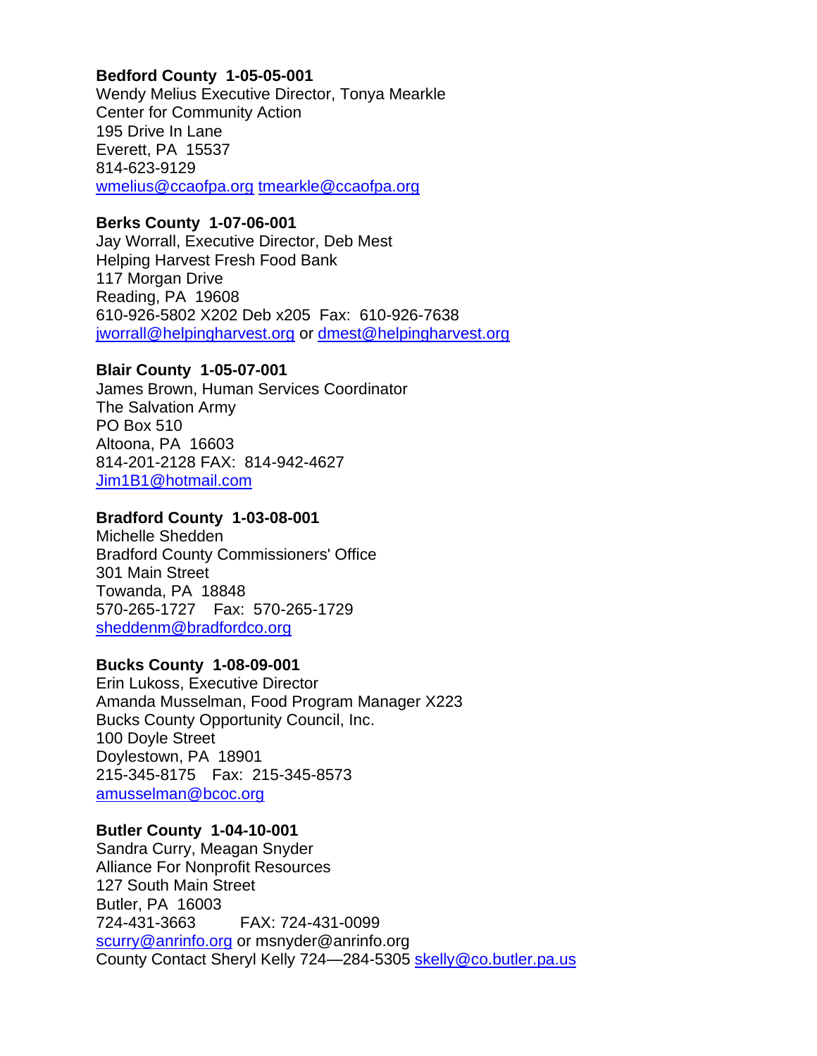**Bedford County 1-05-05-001**
Wendy Melius Executive Director, Tonya Mearkle
Center for Community Action
195 Drive In Lane
Everett, PA 15537
814-623-9129
wmelius@ccaofpa.org tmearkle@ccaofpa.org

**Berks County 1-07-06-001**
Jay Worrall, Executive Director, Deb Mest
Helping Harvest Fresh Food Bank
117 Morgan Drive
Reading, PA 19608
610-926-5802 X202 Deb x205 Fax: 610-926-7638
jworrall@helpingharvest.org or dmest@helpingharvest.org

**Blair County 1-05-07-001**
James Brown, Human Services Coordinator
The Salvation Army
PO Box 510
Altoona, PA 16603
814-201-2128 FAX: 814-942-4627
Jim1B1@hotmail.com

**Bradford County 1-03-08-001**
Michelle Shedden
Bradford County Commissioners' Office
301 Main Street
Towanda, PA 18848
570-265-1727 Fax: 570-265-1729
sheddenm@bradfordco.org

**Bucks County 1-08-09-001**
Erin Lukoss, Executive Director
Amanda Musselman, Food Program Manager X223
Bucks County Opportunity Council, Inc.
100 Doyle Street
Doylestown, PA 18901
215-345-8175 Fax: 215-345-8573
amusselman@bcoc.org

**Butler County 1-04-10-001**
Sandra Curry, Meagan Snyder
Alliance For Nonprofit Resources
127 South Main Street
Butler, PA 16003
724-431-3663 FAX: 724-431-0099
scurry@anrinfo.org or msnyder@anrinfo.org
County Contact Sheryl Kelly 724—284-5305 skelly@co.butler.pa.us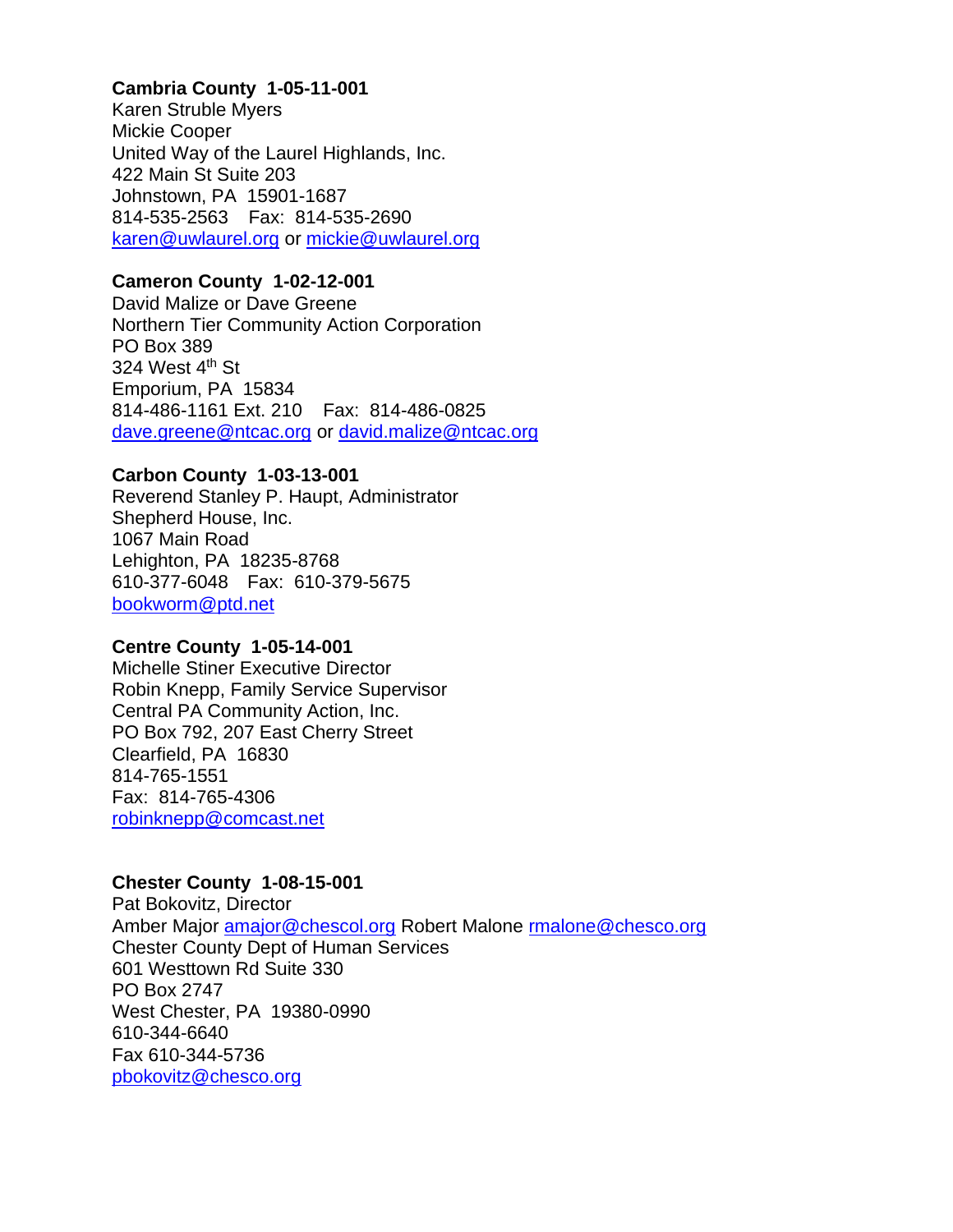**Cambria County 1-05-11-001**
Karen Struble Myers
Mickie Cooper
United Way of the Laurel Highlands, Inc.
422 Main St Suite 203
Johnstown, PA 15901-1687
814-535-2563 Fax: 814-535-2690
karen@uwlaurel.org or mickie@uwlaurel.org

**Cameron County 1-02-12-001**
David Malize or Dave Greene
Northern Tier Community Action Corporation
PO Box 389
324 West 4th St
Emporium, PA 15834
814-486-1161 Ext. 210 Fax: 814-486-0825
dave.greene@ntcac.org or david.malize@ntcac.org

**Carbon County 1-03-13-001**
Reverend Stanley P. Haupt, Administrator
Shepherd House, Inc.
1067 Main Road
Lehighton, PA 18235-8768
610-377-6048 Fax: 610-379-5675
bookworm@ptd.net

**Centre County 1-05-14-001**
Michelle Stiner Executive Director
Robin Knepp, Family Service Supervisor
Central PA Community Action, Inc.
PO Box 792, 207 East Cherry Street
Clearfield, PA 16830
814-765-1551
Fax: 814-765-4306
robinknepp@comcast.net

**Chester County 1-08-15-001**
Pat Bokovitz, Director
Amber Major amajor@chescol.org Robert Malone rmalone@chesco.org
Chester County Dept of Human Services
601 Westtown Rd Suite 330
PO Box 2747
West Chester, PA 19380-0990
610-344-6640
Fax 610-344-5736
pbokovitz@chesco.org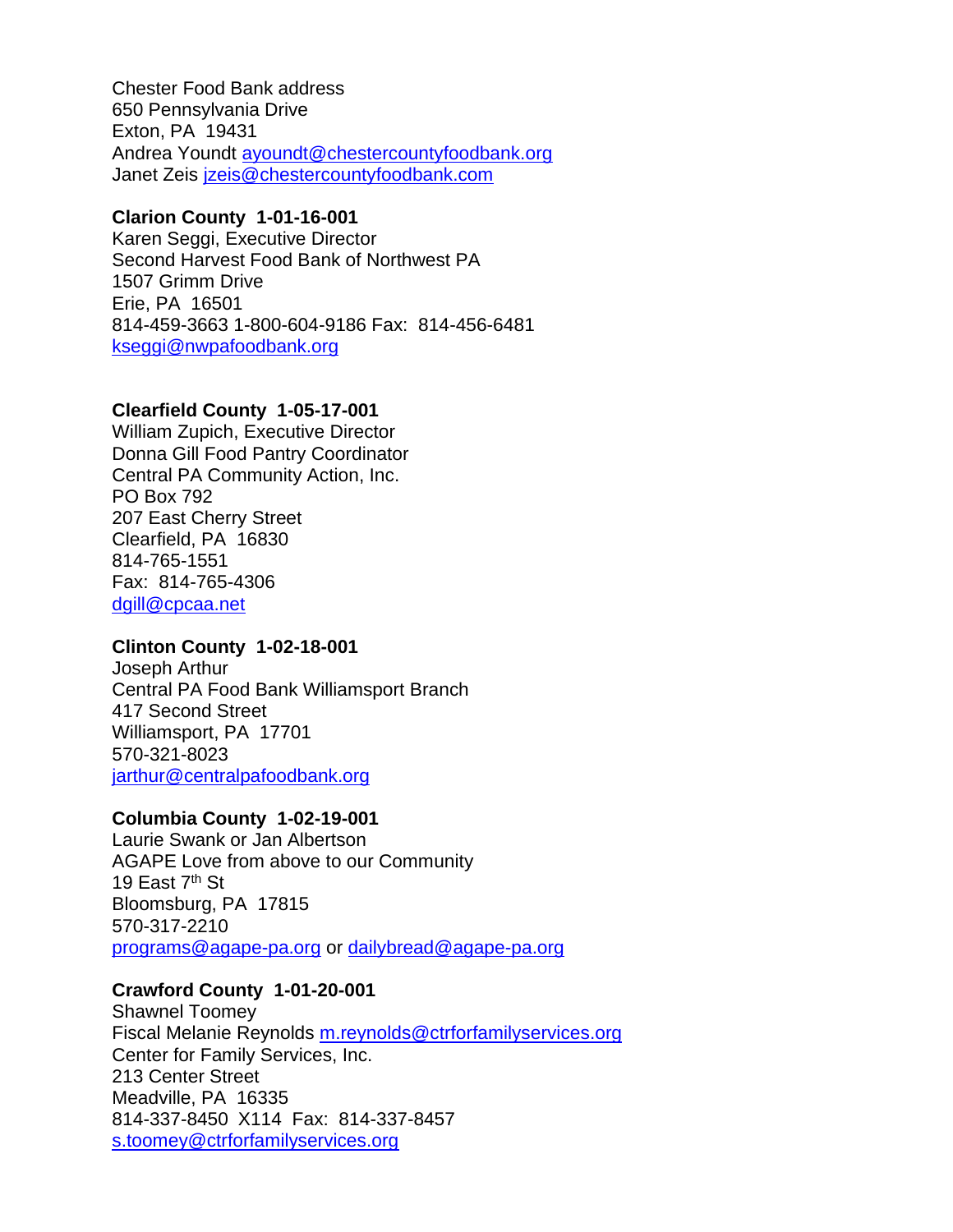Chester Food Bank address
650 Pennsylvania Drive
Exton, PA 19431
Andrea Youndt ayoundt@chestercountyfoodbank.org
Janet Zeis jzeis@chestercountyfoodbank.com

**Clarion County 1-01-16-001**
Karen Seggi, Executive Director
Second Harvest Food Bank of Northwest PA
1507 Grimm Drive
Erie, PA 16501
814-459-3663 1-800-604-9186 Fax: 814-456-6481
kseggi@nwpafoodbank.org

**Clearfield County 1-05-17-001**
William Zupich, Executive Director
Donna Gill Food Pantry Coordinator
Central PA Community Action, Inc.
PO Box 792
207 East Cherry Street
Clearfield, PA 16830
814-765-1551
Fax: 814-765-4306
dgill@cpcaa.net

**Clinton County 1-02-18-001**
Joseph Arthur
Central PA Food Bank Williamsport Branch
417 Second Street
Williamsport, PA 17701
570-321-8023
jarthur@centralpafoodbank.org

**Columbia County 1-02-19-001**
Laurie Swank or Jan Albertson
AGAPE Love from above to our Community
19 East 7th St
Bloomsburg, PA 17815
570-317-2210
programs@agape-pa.org or dailybread@agape-pa.org

**Crawford County 1-01-20-001**
Shawnel Toomey
Fiscal Melanie Reynolds m.reynolds@ctrforfamilyservices.org
Center for Family Services, Inc.
213 Center Street
Meadville, PA 16335
814-337-8450 X114 Fax: 814-337-8457
s.toomey@ctrforfamilyservices.org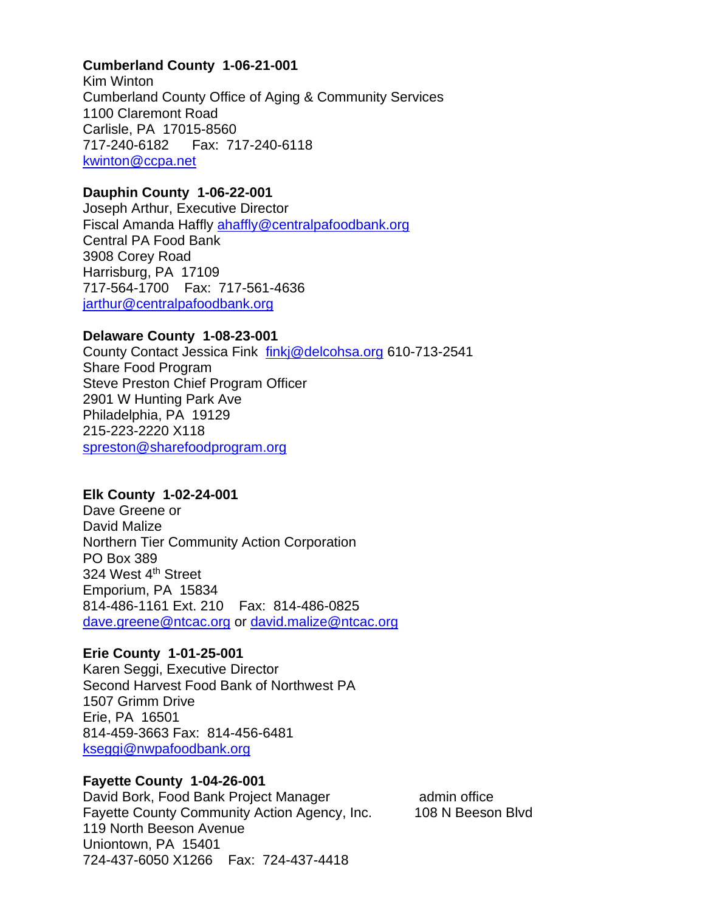**Cumberland County 1-06-21-001**
Kim Winton
Cumberland County Office of Aging & Community Services
1100 Claremont Road
Carlisle, PA 17015-8560
717-240-6182 Fax: 717-240-6118
kwinton@ccpa.net

**Dauphin County 1-06-22-001**
Joseph Arthur, Executive Director
Fiscal Amanda Haffly ahaffly@centralpafoodbank.org
Central PA Food Bank
3908 Corey Road
Harrisburg, PA 17109
717-564-1700 Fax: 717-561-4636
jarthur@centralpafoodbank.org

**Delaware County 1-08-23-001**
County Contact Jessica Fink finkj@delcohsa.org 610-713-2541
Share Food Program
Steve Preston Chief Program Officer
2901 W Hunting Park Ave
Philadelphia, PA 19129
215-223-2220 X118
spreston@sharefoodprogram.org

**Elk County 1-02-24-001**
Dave Greene or
David Malize
Northern Tier Community Action Corporation
PO Box 389
324 West 4th Street
Emporium, PA 15834
814-486-1161 Ext. 210 Fax: 814-486-0825
dave.greene@ntcac.org or david.malize@ntcac.org

**Erie County 1-01-25-001**
Karen Seggi, Executive Director
Second Harvest Food Bank of Northwest PA
1507 Grimm Drive
Erie, PA 16501
814-459-3663 Fax: 814-456-6481
kseggi@nwpafoodbank.org

**Fayette County 1-04-26-001**
David Bork, Food Bank Project Manager
Fayette County Community Action Agency, Inc.
119 North Beeson Avenue
Uniontown, PA 15401
724-437-6050 X1266 Fax: 724-437-4418

admin office
108 N Beeson Blvd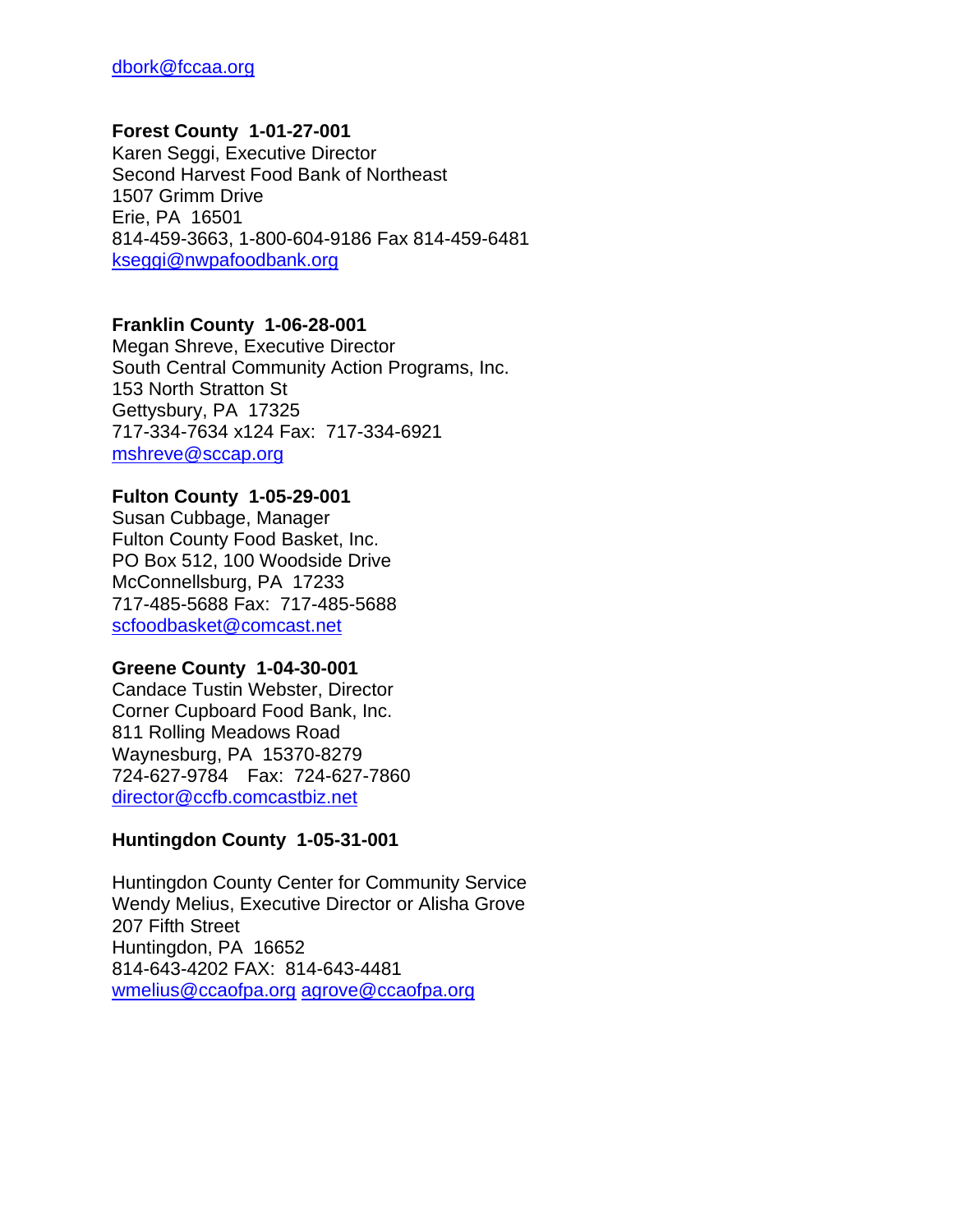dbork@fccaa.org

**Forest County  1-01-27-001**
Karen Seggi, Executive Director
Second Harvest Food Bank of Northeast
1507 Grimm Drive
Erie, PA  16501
814-459-3663, 1-800-604-9186 Fax 814-459-6481
kseggi@nwpafoodbank.org

**Franklin County  1-06-28-001**
Megan Shreve, Executive Director
South Central Community Action Programs, Inc.
153 North Stratton St
Gettysbury, PA  17325
717-334-7634 x124 Fax:  717-334-6921
mshreve@sccap.org

**Fulton County  1-05-29-001**
Susan Cubbage, Manager
Fulton County Food Basket, Inc.
PO Box 512, 100 Woodside Drive
McConnellsburg, PA  17233
717-485-5688 Fax:  717-485-5688
scfoodbasket@comcast.net

**Greene County  1-04-30-001**
Candace Tustin Webster, Director
Corner Cupboard Food Bank, Inc.
811 Rolling Meadows Road
Waynesburg, PA  15370-8279
724-627-9784    Fax:  724-627-7860
director@ccfb.comcastbiz.net

**Huntingdon County  1-05-31-001**

Huntingdon County Center for Community Service
Wendy Melius, Executive Director or Alisha Grove
207 Fifth Street
Huntingdon, PA  16652
814-643-4202 FAX:  814-643-4481
wmelius@ccaofpa.org agrove@ccaofpa.org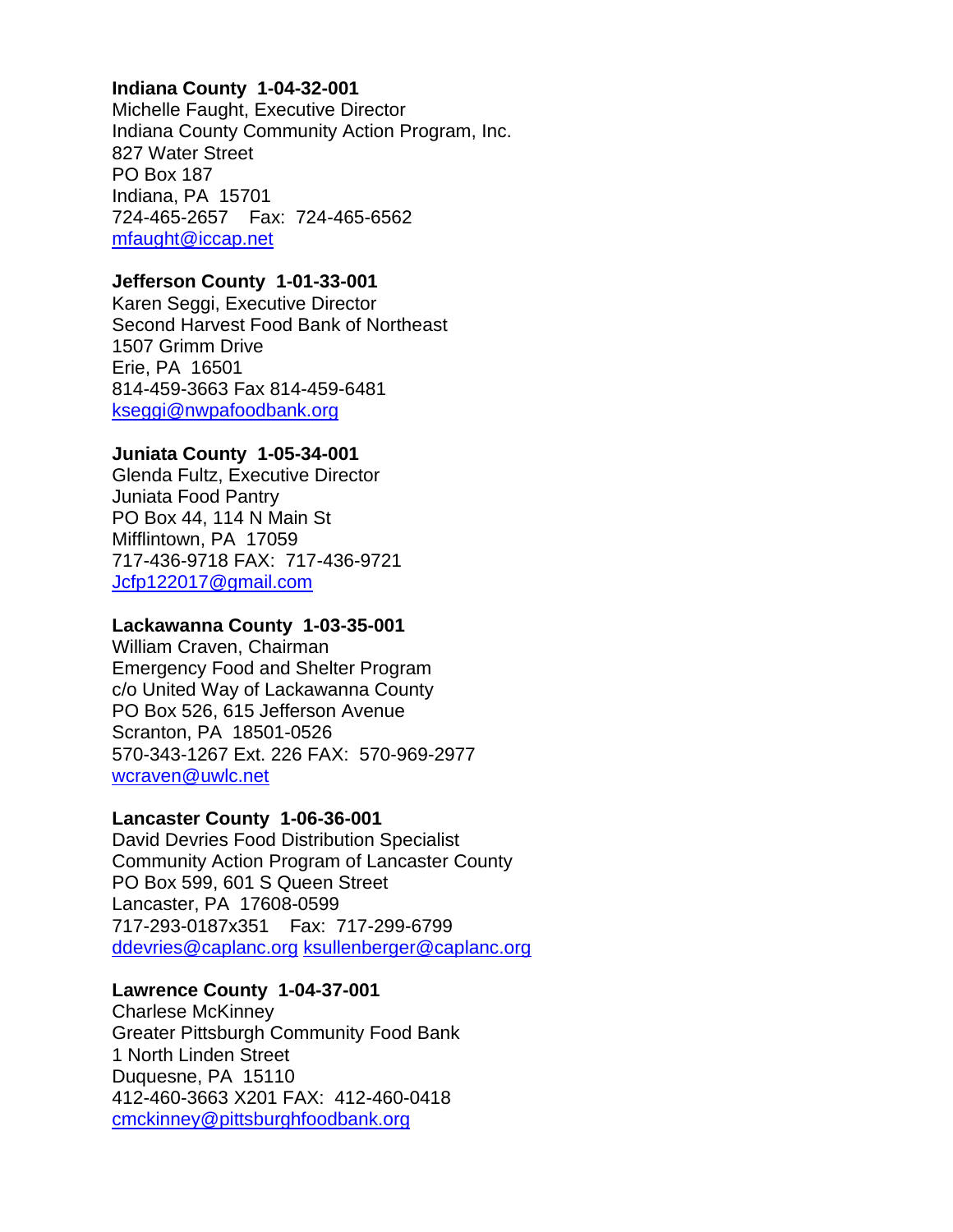**Indiana County 1-04-32-001**
Michelle Faught, Executive Director
Indiana County Community Action Program, Inc.
827 Water Street
PO Box 187
Indiana, PA 15701
724-465-2657 Fax: 724-465-6562
mfaught@iccap.net

**Jefferson County 1-01-33-001**
Karen Seggi, Executive Director
Second Harvest Food Bank of Northeast
1507 Grimm Drive
Erie, PA 16501
814-459-3663 Fax 814-459-6481
kseggi@nwpafoodbank.org

**Juniata County 1-05-34-001**
Glenda Fultz, Executive Director
Juniata Food Pantry
PO Box 44, 114 N Main St
Mifflintown, PA 17059
717-436-9718 FAX: 717-436-9721
Jcfp122017@gmail.com

**Lackawanna County 1-03-35-001**
William Craven, Chairman
Emergency Food and Shelter Program
c/o United Way of Lackawanna County
PO Box 526, 615 Jefferson Avenue
Scranton, PA 18501-0526
570-343-1267 Ext. 226 FAX: 570-969-2977
wcraven@uwlc.net

**Lancaster County 1-06-36-001**
David Devries Food Distribution Specialist
Community Action Program of Lancaster County
PO Box 599, 601 S Queen Street
Lancaster, PA 17608-0599
717-293-0187x351 Fax: 717-299-6799
ddevries@caplanc.org ksullenberger@caplanc.org

**Lawrence County 1-04-37-001**
Charlese McKinney
Greater Pittsburgh Community Food Bank
1 North Linden Street
Duquesne, PA 15110
412-460-3663 X201 FAX: 412-460-0418
cmckinney@pittsburghfoodbank.org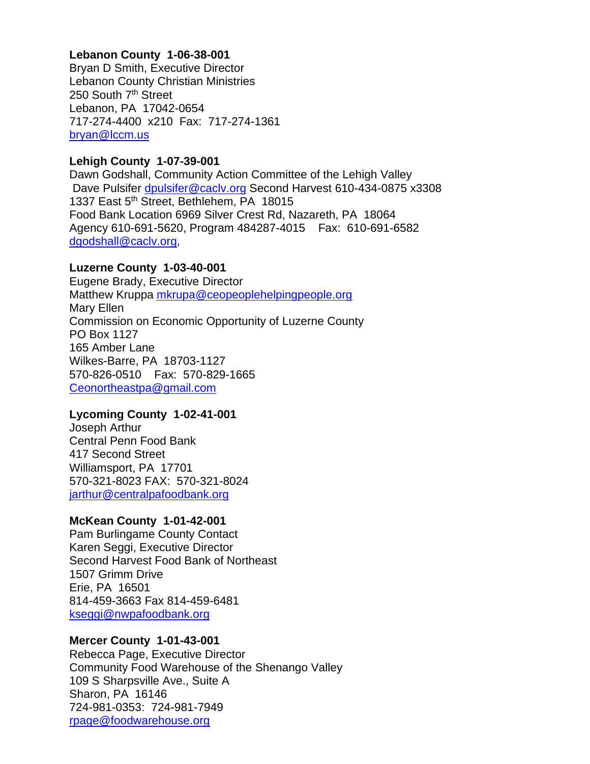**Lebanon County  1-06-38-001**
Bryan D Smith, Executive Director
Lebanon County Christian Ministries
250 South 7th Street
Lebanon, PA  17042-0654
717-274-4400  x210  Fax:  717-274-1361
bryan@lccm.us

**Lehigh County  1-07-39-001**
Dawn Godshall, Community Action Committee of the Lehigh Valley
Dave Pulsifer dpulsifer@caclv.org Second Harvest 610-434-0875 x3308
1337 East 5th Street, Bethlehem, PA  18015
Food Bank Location 6969 Silver Crest Rd, Nazareth, PA  18064
Agency 610-691-5620, Program 484287-4015    Fax:  610-691-6582
dgodshall@caclv.org,

**Luzerne County  1-03-40-001**
Eugene Brady, Executive Director
Matthew Kruppa mkrupa@ceopeoplehelpingpeople.org
Mary Ellen
Commission on Economic Opportunity of Luzerne County
PO Box 1127
165 Amber Lane
Wilkes-Barre, PA  18703-1127
570-826-0510    Fax:  570-829-1665
Ceonortheastpa@gmail.com

**Lycoming County  1-02-41-001**
Joseph Arthur
Central Penn Food Bank
417 Second Street
Williamsport, PA  17701
570-321-8023 FAX:  570-321-8024
jarthur@centralpafoodbank.org

**McKean County  1-01-42-001**
Pam Burlingame County Contact
Karen Seggi, Executive Director
Second Harvest Food Bank of Northeast
1507 Grimm Drive
Erie, PA  16501
814-459-3663 Fax 814-459-6481
kseggi@nwpafoodbank.org

**Mercer County  1-01-43-001**
Rebecca Page, Executive Director
Community Food Warehouse of the Shenango Valley
109 S Sharpsville Ave., Suite A
Sharon, PA  16146
724-981-0353:  724-981-7949
rpage@foodwarehouse.org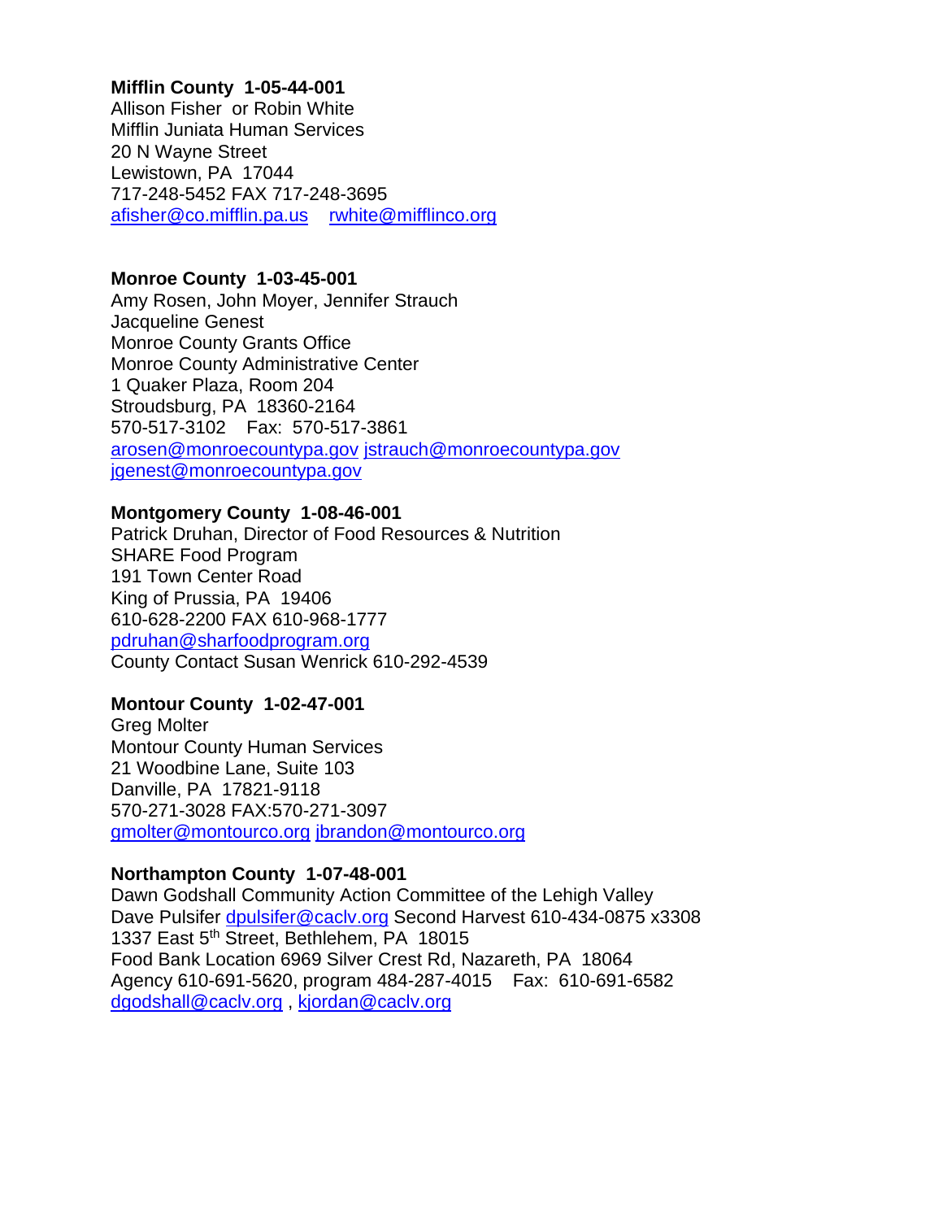**Mifflin County 1-05-44-001**
Allison Fisher or Robin White
Mifflin Juniata Human Services
20 N Wayne Street
Lewistown, PA 17044
717-248-5452 FAX 717-248-3695
afisher@co.mifflin.pa.us rwhite@mifflinco.org

**Monroe County 1-03-45-001**
Amy Rosen, John Moyer, Jennifer Strauch
Jacqueline Genest
Monroe County Grants Office
Monroe County Administrative Center
1 Quaker Plaza, Room 204
Stroudsburg, PA 18360-2164
570-517-3102 Fax: 570-517-3861
arosen@monroecountypa.gov jstrauch@monroecountypa.gov
jgenest@monroecountypa.gov

**Montgomery County 1-08-46-001**
Patrick Druhan, Director of Food Resources & Nutrition
SHARE Food Program
191 Town Center Road
King of Prussia, PA 19406
610-628-2200 FAX 610-968-1777
pdruhan@sharfoodprogram.org
County Contact Susan Wenrick 610-292-4539

**Montour County 1-02-47-001**
Greg Molter
Montour County Human Services
21 Woodbine Lane, Suite 103
Danville, PA 17821-9118
570-271-3028 FAX:570-271-3097
gmolter@montourco.org jbrandon@montourco.org

**Northampton County 1-07-48-001**
Dawn Godshall Community Action Committee of the Lehigh Valley
Dave Pulsifer dpulsifer@caclv.org Second Harvest 610-434-0875 x3308
1337 East 5th Street, Bethlehem, PA 18015
Food Bank Location 6969 Silver Crest Rd, Nazareth, PA 18064
Agency 610-691-5620, program 484-287-4015 Fax: 610-691-6582
dgodshall@caclv.org , kjordan@caclv.org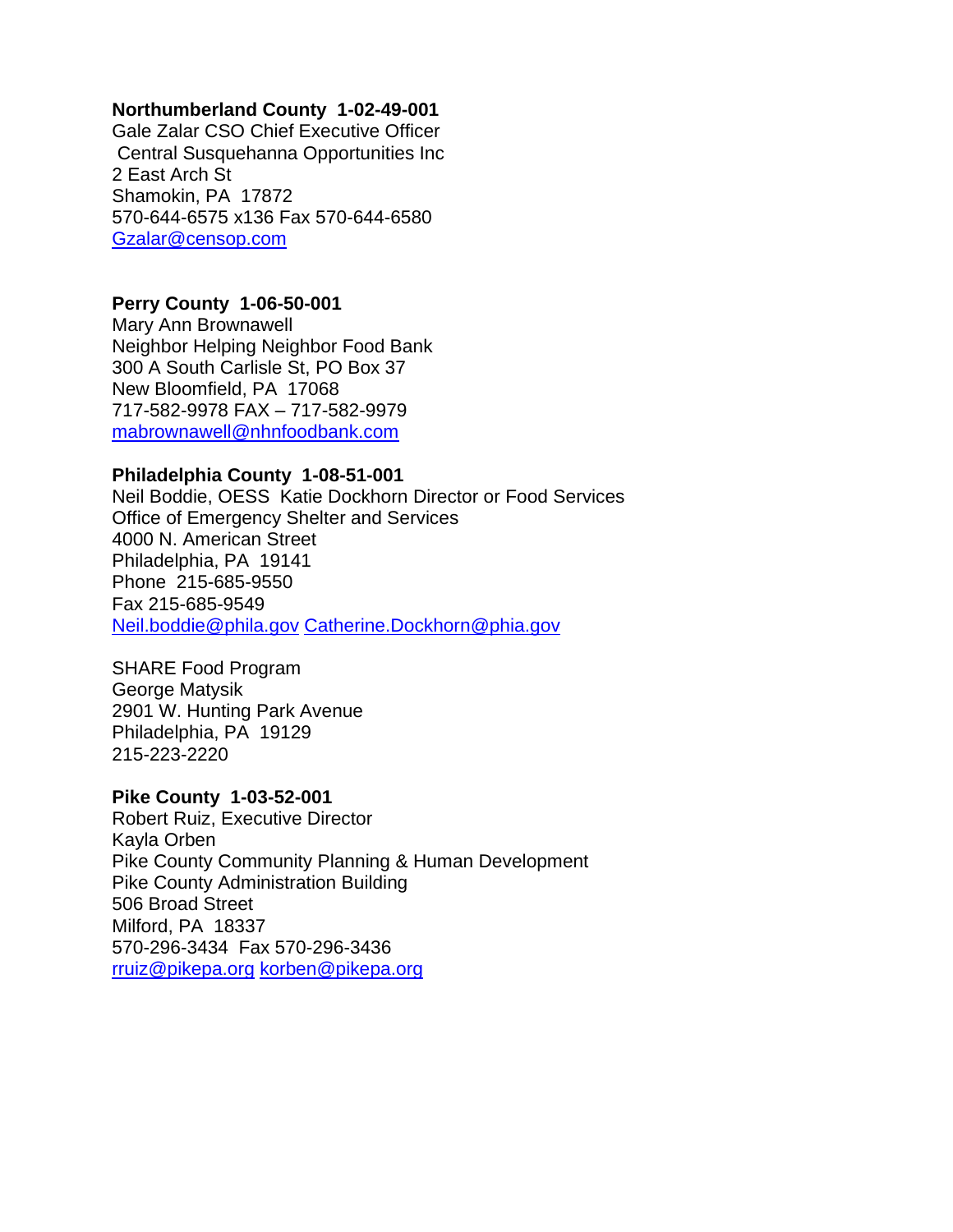**Northumberland County 1-02-49-001**
Gale Zalar CSO Chief Executive Officer
Central Susquehanna Opportunities Inc
2 East Arch St
Shamokin, PA 17872
570-644-6575 x136 Fax 570-644-6580
Gzalar@censop.com

**Perry County 1-06-50-001**
Mary Ann Brownawell
Neighbor Helping Neighbor Food Bank
300 A South Carlisle St, PO Box 37
New Bloomfield, PA 17068
717-582-9978 FAX – 717-582-9979
mabrownawell@nhnfoodbank.com

**Philadelphia County 1-08-51-001**
Neil Boddie, OESS Katie Dockhorn Director or Food Services
Office of Emergency Shelter and Services
4000 N. American Street
Philadelphia, PA 19141
Phone 215-685-9550
Fax 215-685-9549
Neil.boddie@phila.gov Catherine.Dockhorn@phia.gov

SHARE Food Program
George Matysik
2901 W. Hunting Park Avenue
Philadelphia, PA 19129
215-223-2220

**Pike County 1-03-52-001**
Robert Ruiz, Executive Director
Kayla Orben
Pike County Community Planning & Human Development
Pike County Administration Building
506 Broad Street
Milford, PA 18337
570-296-3434 Fax 570-296-3436
rruiz@pikepa.org korben@pikepa.org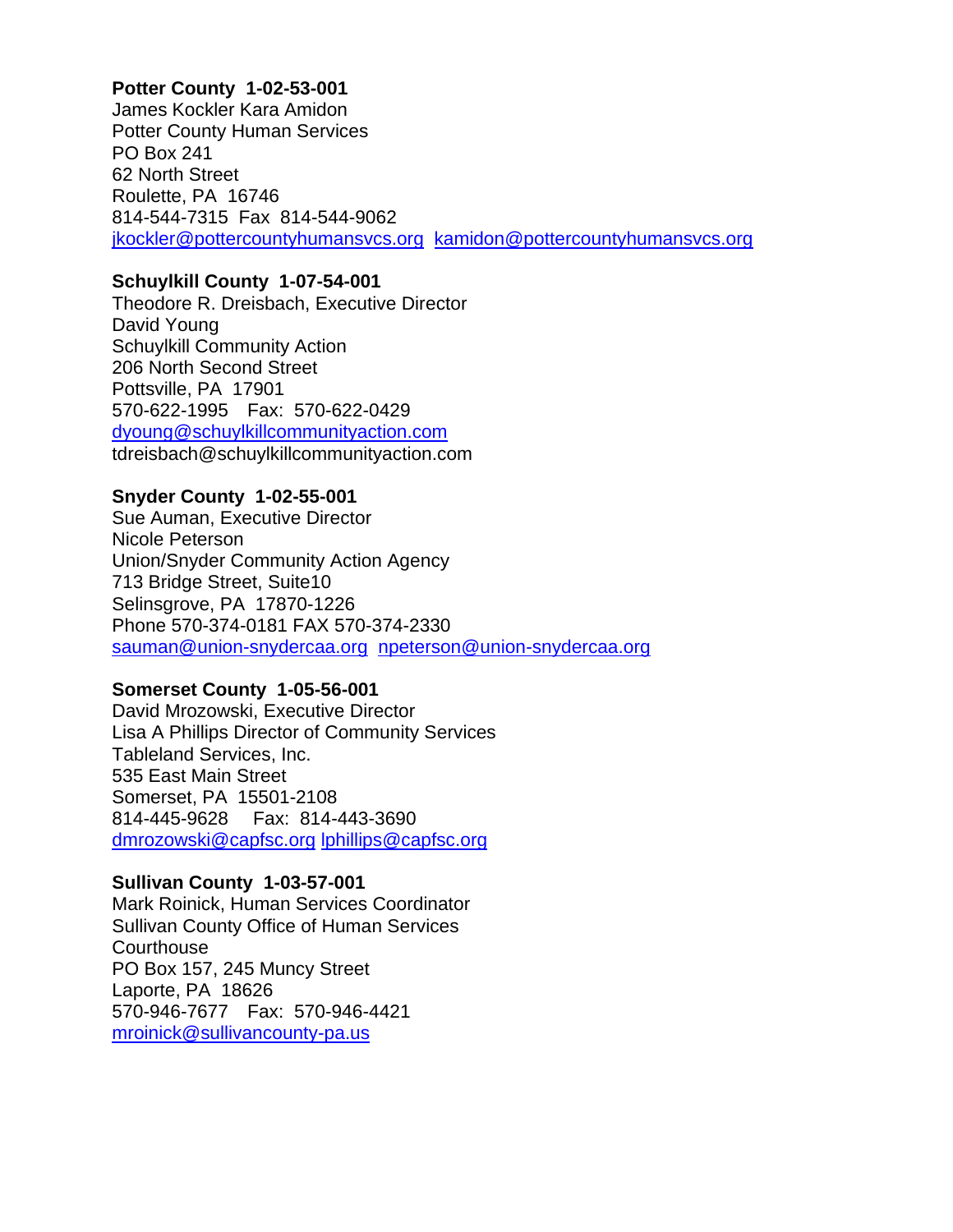**Potter County 1-02-53-001**
James Kockler Kara Amidon
Potter County Human Services
PO Box 241
62 North Street
Roulette, PA 16746
814-544-7315 Fax 814-544-9062
jkockler@pottercountyhumansvcs.org kamidon@pottercountyhumansvcs.org

**Schuylkill County 1-07-54-001**
Theodore R. Dreisbach, Executive Director
David Young
Schuylkill Community Action
206 North Second Street
Pottsville, PA 17901
570-622-1995 Fax: 570-622-0429
dyoung@schuylkillcommunityaction.com
tdreisbach@schuylkillcommunityaction.com

**Snyder County 1-02-55-001**
Sue Auman, Executive Director
Nicole Peterson
Union/Snyder Community Action Agency
713 Bridge Street, Suite10
Selinsgrove, PA 17870-1226
Phone 570-374-0181 FAX 570-374-2330
sauman@union-snydercaa.org npeterson@union-snydercaa.org

**Somerset County 1-05-56-001**
David Mrozowski, Executive Director
Lisa A Phillips Director of Community Services
Tableland Services, Inc.
535 East Main Street
Somerset, PA 15501-2108
814-445-9628 Fax: 814-443-3690
dmrozowski@capfsc.org lphillips@capfsc.org

**Sullivan County 1-03-57-001**
Mark Roinick, Human Services Coordinator
Sullivan County Office of Human Services
Courthouse
PO Box 157, 245 Muncy Street
Laporte, PA 18626
570-946-7677 Fax: 570-946-4421
mroinick@sullivancounty-pa.us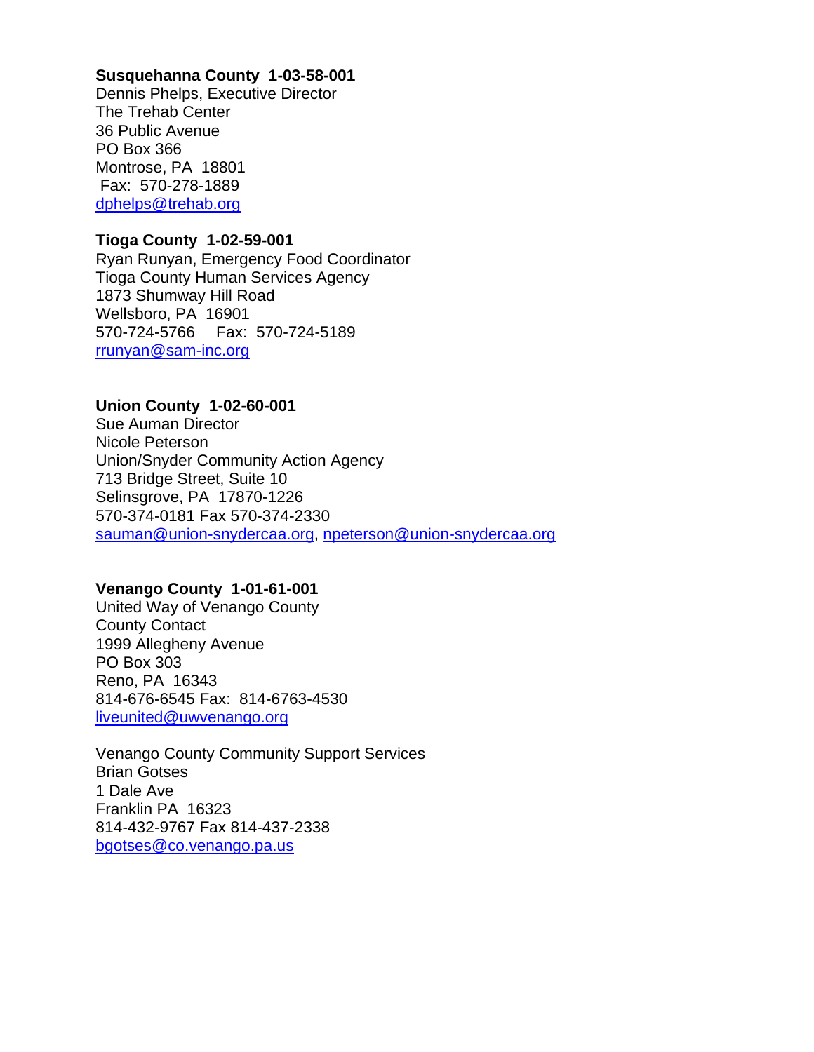**Susquehanna County  1-03-58-001**
Dennis Phelps, Executive Director
The Trehab Center
36 Public Avenue
PO Box 366
Montrose, PA  18801
Fax:  570-278-1889
dphelps@trehab.org

**Tioga County  1-02-59-001**
Ryan Runyan, Emergency Food Coordinator
Tioga County Human Services Agency
1873 Shumway Hill Road
Wellsboro, PA  16901
570-724-5766     Fax:  570-724-5189
rrunyan@sam-inc.org

**Union County  1-02-60-001**
Sue Auman Director
Nicole Peterson
Union/Snyder Community Action Agency
713 Bridge Street, Suite 10
Selinsgrove, PA  17870-1226
570-374-0181 Fax 570-374-2330
sauman@union-snydercaa.org, npeterson@union-snydercaa.org

**Venango County  1-01-61-001**
United Way of Venango County
County Contact
1999 Allegheny Avenue
PO Box 303
Reno, PA  16343
814-676-6545 Fax:  814-6763-4530
liveunited@uwvenango.org

Venango County Community Support Services
Brian Gotses
1 Dale Ave
Franklin PA  16323
814-432-9767 Fax 814-437-2338
bgotses@co.venango.pa.us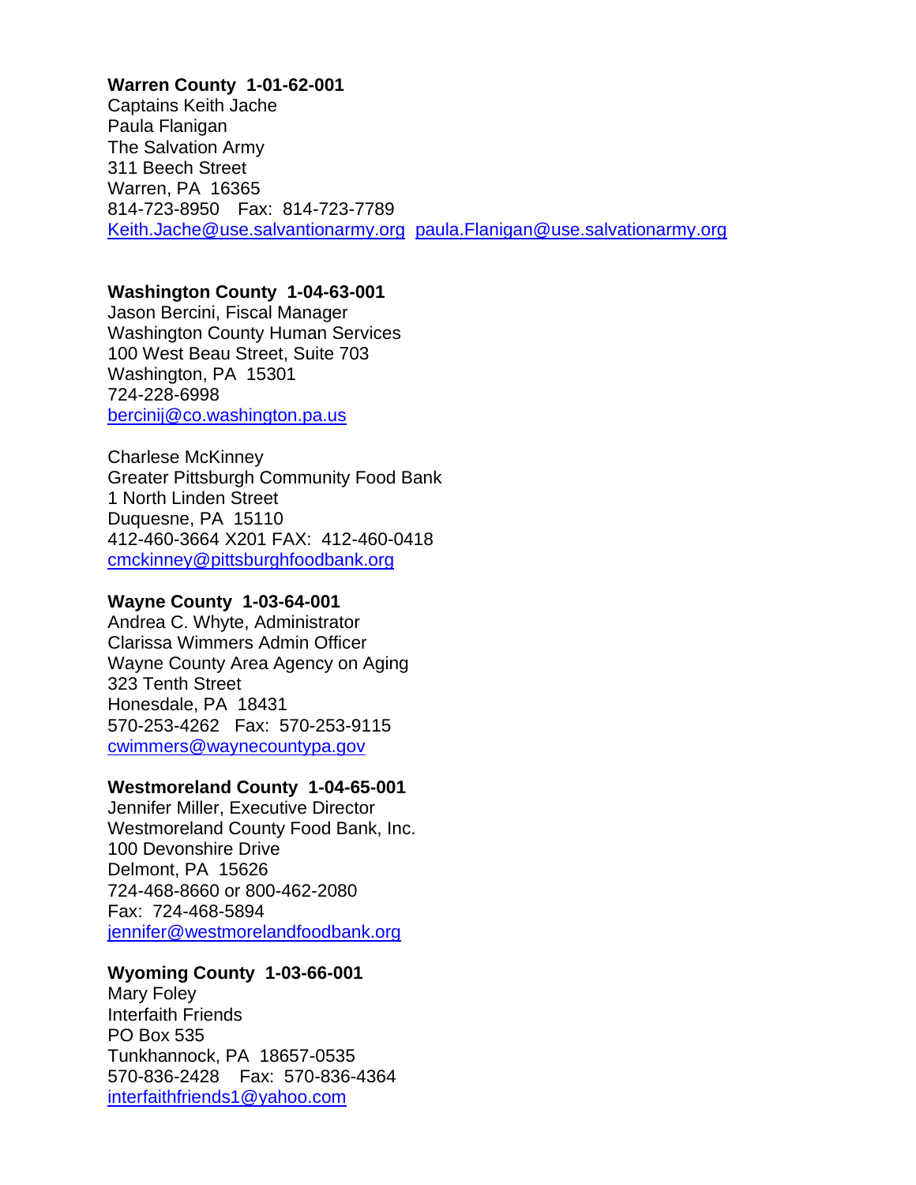**Warren County 1-01-62-001**
Captains Keith Jache
Paula Flanigan
The Salvation Army
311 Beech Street
Warren, PA 16365
814-723-8950 Fax: 814-723-7789
Keith.Jache@use.salvantionarmy.org paula.Flanigan@use.salvationarmy.org

**Washington County 1-04-63-001**
Jason Bercini, Fiscal Manager
Washington County Human Services
100 West Beau Street, Suite 703
Washington, PA 15301
724-228-6998
bercinij@co.washington.pa.us

Charlese McKinney
Greater Pittsburgh Community Food Bank
1 North Linden Street
Duquesne, PA 15110
412-460-3664 X201 FAX: 412-460-0418
cmckinney@pittsburghfoodbank.org

**Wayne County 1-03-64-001**
Andrea C. Whyte, Administrator
Clarissa Wimmers Admin Officer
Wayne County Area Agency on Aging
323 Tenth Street
Honesdale, PA 18431
570-253-4262 Fax: 570-253-9115
cwimmers@waynecountypa.gov

**Westmoreland County 1-04-65-001**
Jennifer Miller, Executive Director
Westmoreland County Food Bank, Inc.
100 Devonshire Drive
Delmont, PA 15626
724-468-8660 or 800-462-2080
Fax: 724-468-5894
jennifer@westmorelandfoodbank.org

**Wyoming County 1-03-66-001**
Mary Foley
Interfaith Friends
PO Box 535
Tunkhannock, PA 18657-0535
570-836-2428 Fax: 570-836-4364
interfaithfriends1@yahoo.com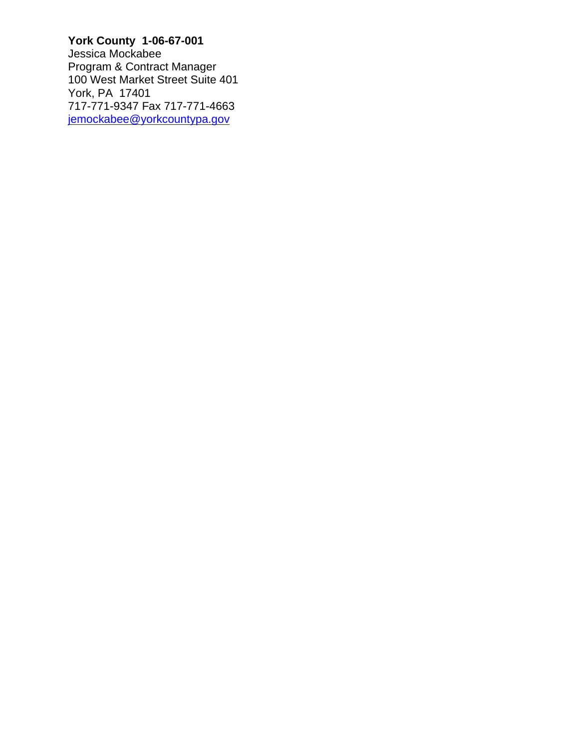**York County  1-06-67-001**
Jessica Mockabee
Program & Contract Manager
100 West Market Street Suite 401
York, PA  17401
717-771-9347 Fax 717-771-4663
jemockabee@yorkcountypa.gov